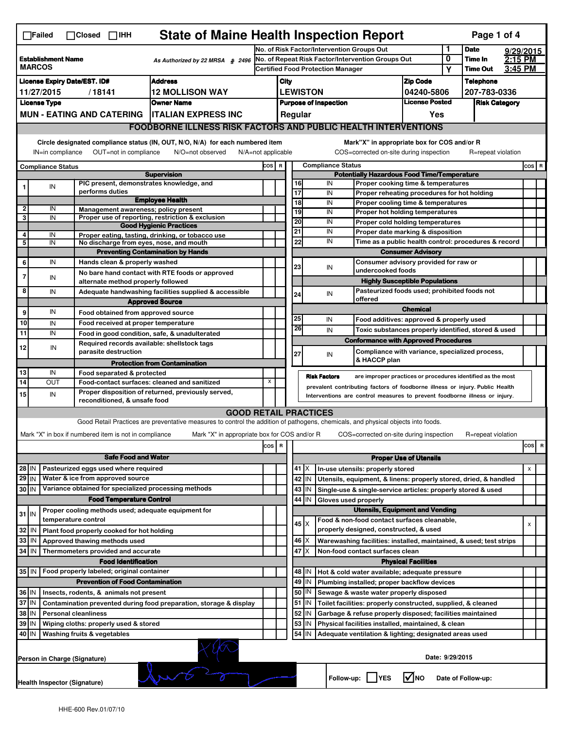☐Failed ☐Closed ☐IHH

# State of Maine Health Inspection Report

As Authorized by 22 MRSA § 2496

| | |
|---|---|
| No. of Risk Factor/Intervention Groups Out | 1 |
| No. of Repeat Risk Factor/Intervention Groups Out | 0 |
| Certified Food Protection Manager | Y |
| Date | 9/29/2015 |
| Time In | 2:15 PM |
| Time Out | 3:45 PM |

| Establishment Name | License Expiry Date/EST. ID# | Address | City | Zip Code | Telephone |
|---|---|---|---|---|---|
| MARCOS | 11/27/2015 / 18141 | 12 MOLLISON WAY | LEWISTON | 04240-5806 | 207-783-0336 |

| License Type | Owner Name | Purpose of Inspection | License Posted | Risk Category |
|---|---|---|---|---|
| MUN - EATING AND CATERING | ITALIAN EXPRESS INC | Regular | Yes | |

## FOODBORNE ILLNESS RISK FACTORS AND PUBLIC HEALTH INTERVENTIONS

Circle designated compliance status (IN, OUT, N/O, N/A) for each numbered item
IN=in compliance OUT=not in compliance N/O=not observed N/A=not applicable

Mark"X" in appropriate box for COS and/or R
COS=corrected on-site during inspection R=repeat violation

| # | Compliance Status | Item | COS | R |
|---|---|---|---|---|
| | | **Supervision** | | |
| 1 | IN | PIC present, demonstrates knowledge, and performs duties | | |
| | | **Employee Health** | | |
| 2 | IN | Management awareness; policy present | | |
| 3 | IN | Proper use of reporting, restriction & exclusion | | |
| | | **Good Hygienic Practices** | | |
| 4 | IN | Proper eating, tasting, drinking, or tobacco use | | |
| 5 | IN | No discharge from eyes, nose, and mouth | | |
| | | **Preventing Contamination by Hands** | | |
| 6 | IN | Hands clean & properly washed | | |
| 7 | IN | No bare hand contact with RTE foods or approved alternate method properly followed | | |
| 8 | IN | Adequate handwashing facilities supplied & accessible | | |
| | | **Approved Source** | | |
| 9 | IN | Food obtained from approved source | | |
| 10 | IN | Food received at proper temperature | | |
| 11 | IN | Food in good condition, safe, & unadulterated | | |
| 12 | IN | Required records available: shellstock tags parasite destruction | | |
| | | **Protection from Contamination** | | |
| 13 | IN | Food separated & protected | | |
| 14 | OUT | Food-contact surfaces: cleaned and sanitized | X | |
| 15 | IN | Proper disposition of returned, previously served, reconditioned, & unsafe food | | |
| | | **Potentially Hazardous Food Time/Temperature** | | |
| 16 | IN | Proper cooking time & temperatures | | |
| 17 | IN | Proper reheating procedures for hot holding | | |
| 18 | IN | Proper cooling time & temperatures | | |
| 19 | IN | Proper hot holding temperatures | | |
| 20 | IN | Proper cold holding temperatures | | |
| 21 | IN | Proper date marking & disposition | | |
| 22 | IN | Time as a public health control: procedures & record | | |
| | | **Consumer Advisory** | | |
| 23 | IN | Consumer advisory provided for raw or undercooked foods | | |
| | | **Highly Susceptible Populations** | | |
| 24 | IN | Pasteurized foods used; prohibited foods not offered | | |
| | | **Chemical** | | |
| 25 | IN | Food additives: approved & properly used | | |
| 26 | IN | Toxic substances properly identified, stored & used | | |
| | | **Conformance with Approved Procedures** | | |
| 27 | IN | Compliance with variance, specialized process, & HACCP plan | | |

**Risk Factors** are improper practices or procedures identified as the most prevalent contributing factors of foodborne illness or injury. Public Health Interventions are control measures to prevent foodborne illness or injury.

## GOOD RETAIL PRACTICES

Good Retail Practices are preventative measures to control the addition of pathogens, chemicals, and physical objects into foods.

Mark "X" in box if numbered item is not in compliance Mark "X" in appropriate box for COS and/or R COS=corrected on-site during inspection R=repeat violation

| # | Status | Item | COS | R |
|---|---|---|---|---|
| | | **Safe Food and Water** | | |
| 28 | IN | Pasteurized eggs used where required | | |
| 29 | IN | Water & ice from approved source | | |
| 30 | IN | Variance obtained for specialized processing methods | | |
| | | **Food Temperature Control** | | |
| 31 | IN | Proper cooling methods used; adequate equipment for temperature control | | |
| 32 | IN | Plant food properly cooked for hot holding | | |
| 33 | IN | Approved thawing methods used | | |
| 34 | IN | Thermometers provided and accurate | | |
| | | **Food Identification** | | |
| 35 | IN | Food properly labeled; original container | | |
| | | **Prevention of Food Contamination** | | |
| 36 | IN | Insects, rodents, & animals not present | | |
| 37 | IN | Contamination prevented during food preparation, storage & display | | |
| 38 | IN | Personal cleanliness | | |
| 39 | IN | Wiping cloths: properly used & stored | | |
| 40 | IN | Washing fruits & vegetables | | |
| | | **Proper Use of Utensils** | | |
| 41 | X | In-use utensils: properly stored | | X |
| 42 | IN | Utensils, equipment, & linens: properly stored, dried, & handled | | |
| 43 | IN | Single-use & single-service articles: properly stored & used | | |
| 44 | IN | Gloves used properly | | |
| | | **Utensils, Equipment and Vending** | | |
| 45 | X | Food & non-food contact surfaces cleanable, properly designed, constructed, & used | | X |
| 46 | X | Warewashing facilities: installed, maintained, & used; test strips | | |
| 47 | X | Non-food contact surfaces clean | | |
| | | **Physical Facilities** | | |
| 48 | IN | Hot & cold water available; adequate pressure | | |
| 49 | IN | Plumbing installed; proper backflow devices | | |
| 50 | IN | Sewage & waste water properly disposed | | |
| 51 | IN | Toilet facilities: properly constructed, supplied, & cleaned | | |
| 52 | IN | Garbage & refuse properly disposed; facilities maintained | | |
| 53 | IN | Physical facilities installed, maintained, & clean | | |
| 54 | IN | Adequate ventilation & lighting; designated areas used | | |

Person in Charge (Signature)

Date: 9/29/2015

Health Inspector (Signature)

Follow-up: ☐ YES ☑ NO Date of Follow-up:

HHE-600 Rev.01/07/10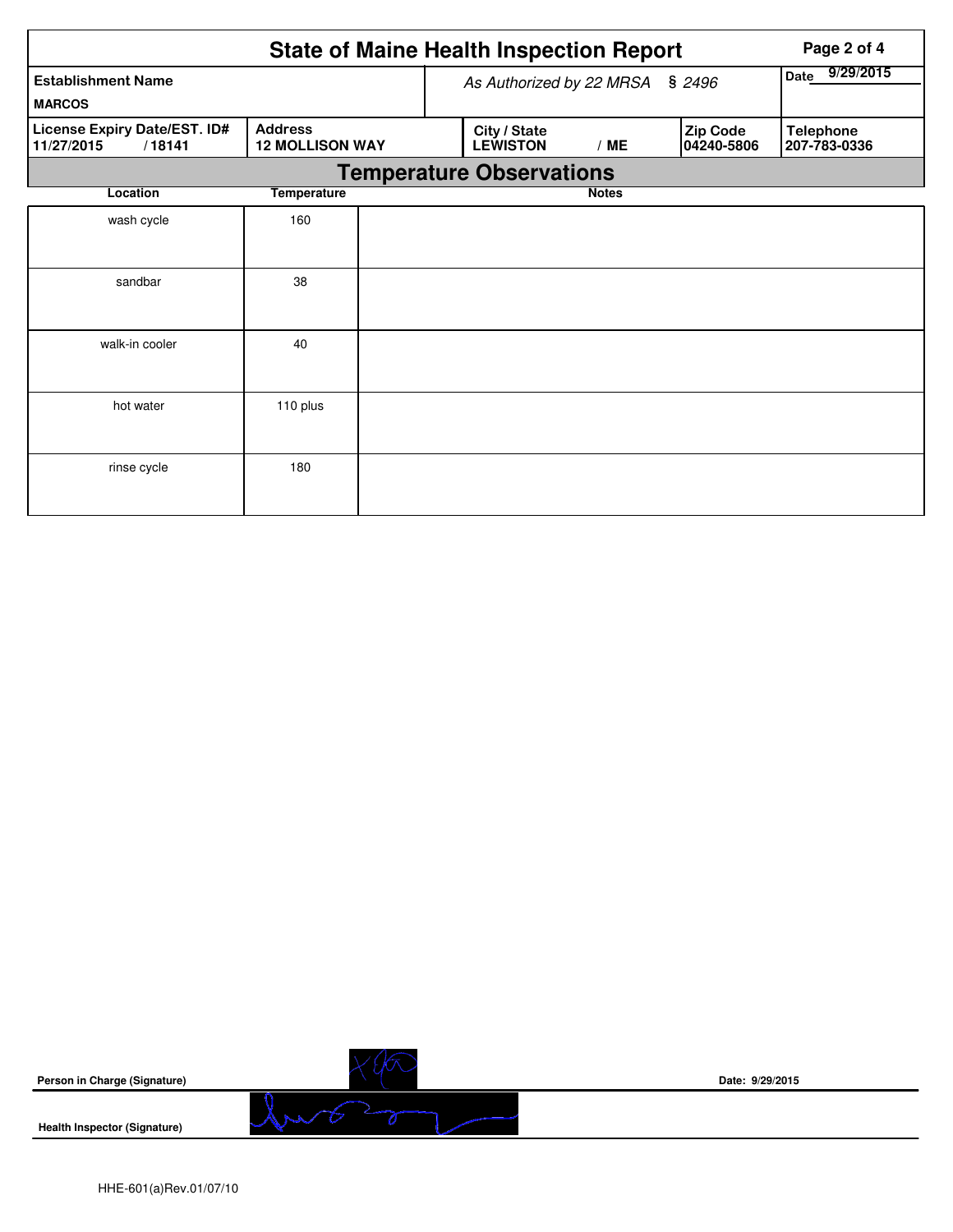# State of Maine Health Inspection Report

| Establishment Name | As Authorized by 22 MRSA § 2496 | | | Date 9/29/2015 |
|---|---|---|---|---|
| MARCOS | | | | |
| License Expiry Date/EST. ID# 11/27/2015 / 18141 | Address 12 MOLLISON WAY | City / State LEWISTON / ME | Zip Code 04240-5806 | Telephone 207-783-0336 |

## Temperature Observations

| Location | Temperature | Notes |
|---|---|---|
| wash cycle | 160 | |
| sandbar | 38 | |
| walk-in cooler | 40 | |
| hot water | 110 plus | |
| rinse cycle | 180 | |

Person in Charge (Signature)

Date: 9/29/2015

Health Inspector (Signature)

HHE-601(a)Rev.01/07/10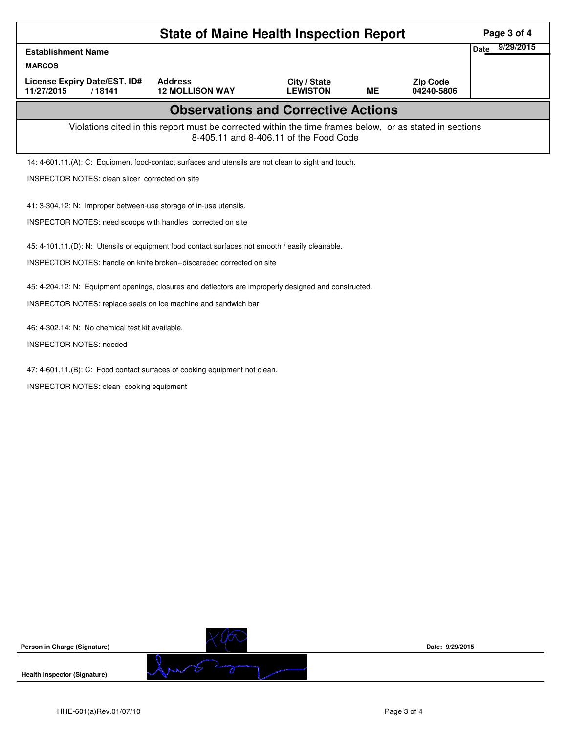# State of Maine Health Inspection Report

| Establishment Name | | | | | Date 9/29/2015 |
|---|---|---|---|---|---|
| MARCOS | | | | | |
| License Expiry Date/EST. ID# | Address | City / State | | Zip Code | |
| 11/27/2015 / 18141 | 12 MOLLISON WAY | LEWISTON | ME | 04240-5806 | |

## Observations and Corrective Actions

Violations cited in this report must be corrected within the time frames below, or as stated in sections 8-405.11 and 8-406.11 of the Food Code

14: 4-601.11.(A): C: Equipment food-contact surfaces and utensils are not clean to sight and touch.

INSPECTOR NOTES: clean slicer corrected on site

41: 3-304.12: N: Improper between-use storage of in-use utensils.

INSPECTOR NOTES: need scoops with handles corrected on site

45: 4-101.11.(D): N: Utensils or equipment food contact surfaces not smooth / easily cleanable.

INSPECTOR NOTES: handle on knife broken--discareded corrected on site

45: 4-204.12: N: Equipment openings, closures and deflectors are improperly designed and constructed.

INSPECTOR NOTES: replace seals on ice machine and sandwich bar

46: 4-302.14: N: No chemical test kit available.

INSPECTOR NOTES: needed

47: 4-601.11.(B): C: Food contact surfaces of cooking equipment not clean.

INSPECTOR NOTES: clean cooking equipment

**Person in Charge (Signature)** **Date: 9/29/2015**

**Health Inspector (Signature)**

HHE-601(a)Rev.01/07/10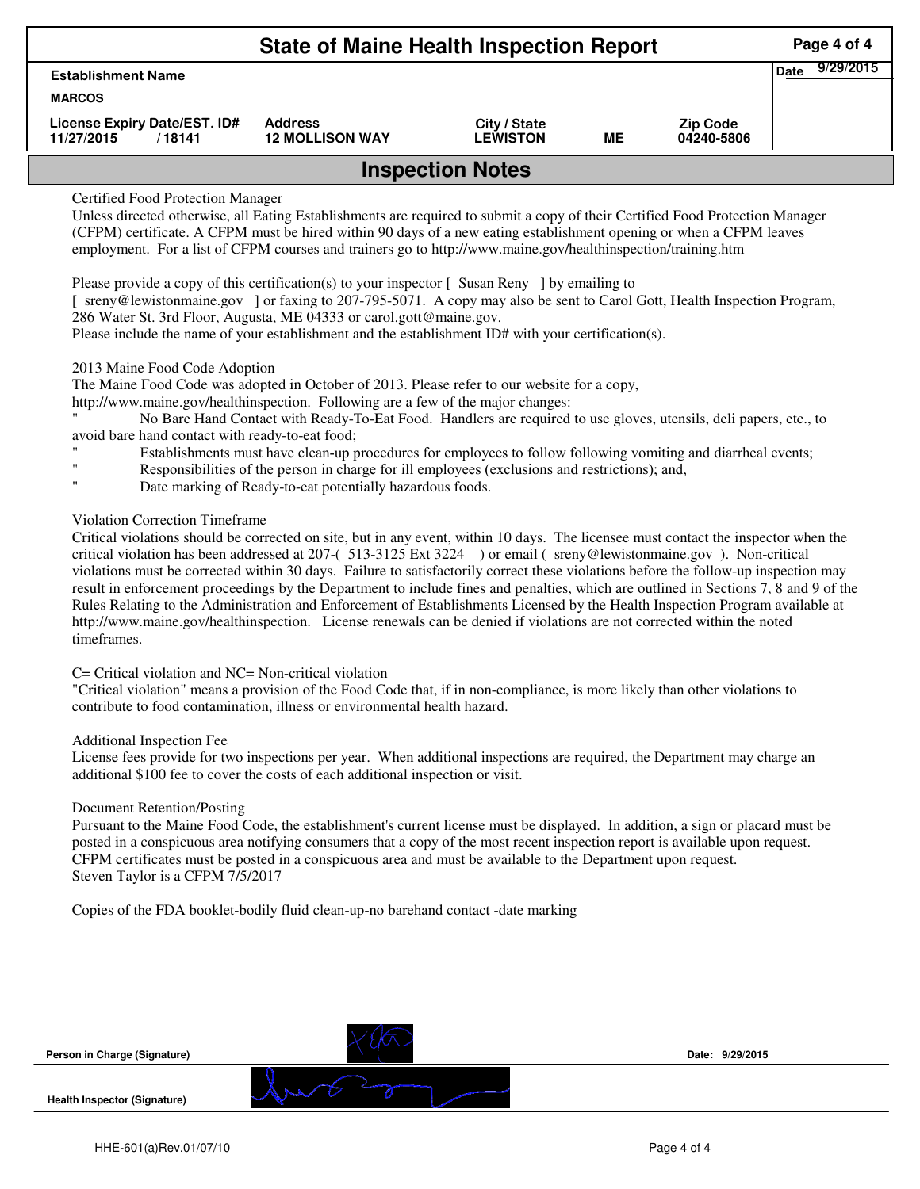# State of Maine Health Inspection Report

| Establishment Name | | | | | Date 9/29/2015 |
|---|---|---|---|---|---|
| MARCOS | | | | | |
| License Expiry Date/EST. ID# | Address | City / State | | Zip Code | |
| 11/27/2015 / 18141 | 12 MOLLISON WAY | LEWISTON | ME | 04240-5806 | |

## Inspection Notes

Certified Food Protection Manager

Unless directed otherwise, all Eating Establishments are required to submit a copy of their Certified Food Protection Manager (CFPM) certificate. A CFPM must be hired within 90 days of a new eating establishment opening or when a CFPM leaves employment. For a list of CFPM courses and trainers go to http://www.maine.gov/healthinspection/training.htm

Please provide a copy of this certification(s) to your inspector [ Susan Reny ] by emailing to [ sreny@lewistonmaine.gov ] or faxing to 207-795-5071. A copy may also be sent to Carol Gott, Health Inspection Program, 286 Water St. 3rd Floor, Augusta, ME 04333 or carol.gott@maine.gov.

Please include the name of your establishment and the establishment ID# with your certification(s).

2013 Maine Food Code Adoption

The Maine Food Code was adopted in October of 2013. Please refer to our website for a copy, http://www.maine.gov/healthinspection. Following are a few of the major changes:

" No Bare Hand Contact with Ready-To-Eat Food. Handlers are required to use gloves, utensils, deli papers, etc., to avoid bare hand contact with ready-to-eat food;

" Establishments must have clean-up procedures for employees to follow following vomiting and diarrheal events;

" Responsibilities of the person in charge for ill employees (exclusions and restrictions); and,

" Date marking of Ready-to-eat potentially hazardous foods.

Violation Correction Timeframe

Critical violations should be corrected on site, but in any event, within 10 days. The licensee must contact the inspector when the critical violation has been addressed at 207-( 513-3125 Ext 3224 ) or email ( sreny@lewistonmaine.gov ). Non-critical violations must be corrected within 30 days. Failure to satisfactorily correct these violations before the follow-up inspection may result in enforcement proceedings by the Department to include fines and penalties, which are outlined in Sections 7, 8 and 9 of the Rules Relating to the Administration and Enforcement of Establishments Licensed by the Health Inspection Program available at http://www.maine.gov/healthinspection. License renewals can be denied if violations are not corrected within the noted timeframes.

C= Critical violation and NC= Non-critical violation

"Critical violation" means a provision of the Food Code that, if in non-compliance, is more likely than other violations to contribute to food contamination, illness or environmental health hazard.

Additional Inspection Fee

License fees provide for two inspections per year. When additional inspections are required, the Department may charge an additional $100 fee to cover the costs of each additional inspection or visit.

Document Retention/Posting

Pursuant to the Maine Food Code, the establishment's current license must be displayed. In addition, a sign or placard must be posted in a conspicuous area notifying consumers that a copy of the most recent inspection report is available upon request. CFPM certificates must be posted in a conspicuous area and must be available to the Department upon request.

Steven Taylor is a CFPM 7/5/2017

Copies of the FDA booklet-bodily fluid clean-up-no barehand contact -date marking

Person in Charge (Signature) Date: 9/29/2015

Health Inspector (Signature)

HHE-601(a)Rev.01/07/10